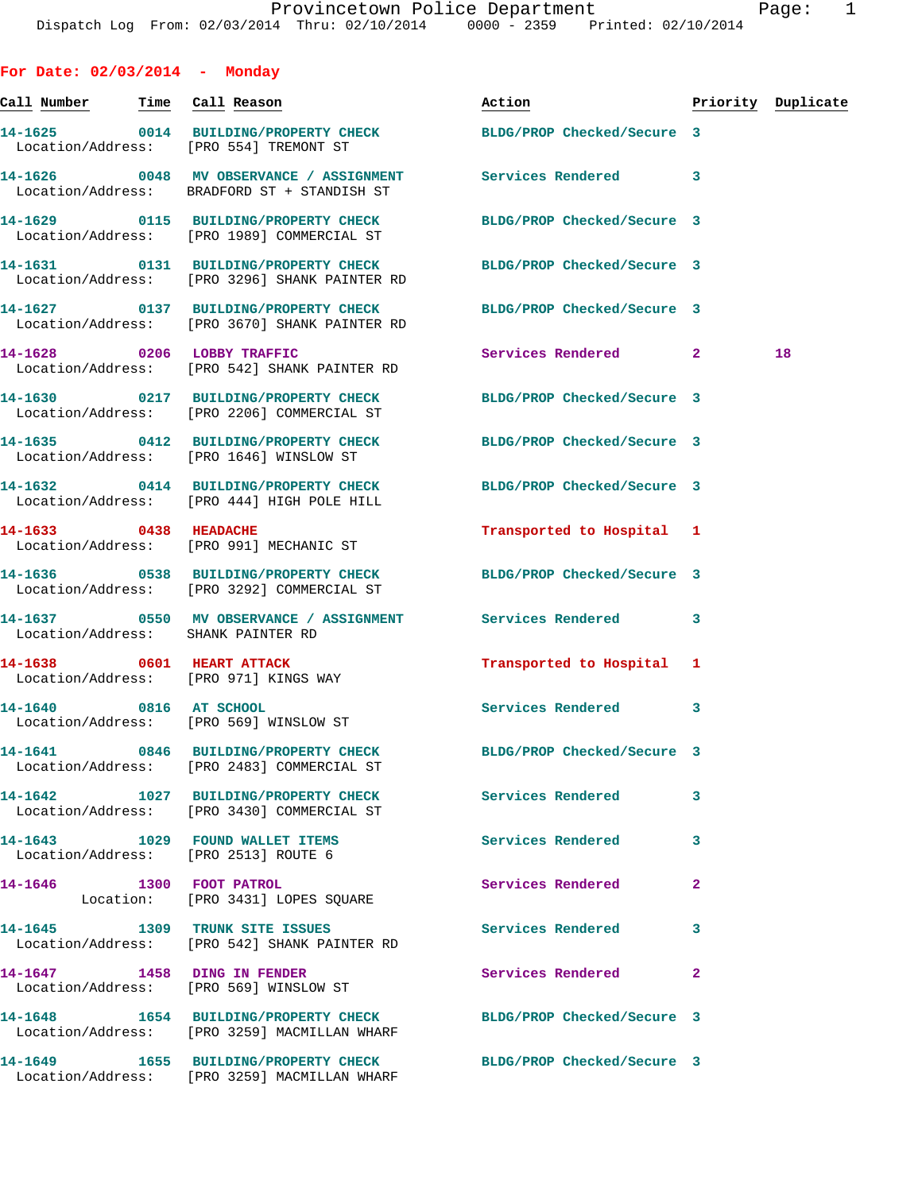Dispatch Log From: 02/03/2014 Thru: 02/10/2014 0000 - 2359 Printed: 02/10/2014

## For Date: 02/03/2014 - Monday

| Call Number | Time | Call Reason | Action | Priority | Duplicate |
|---|---|---|---|---|---|
| 14-1625 | 0014 | BUILDING/PROPERTY CHECK | BLDG/PROP Checked/Secure | 3 | |
| Location/Address: | | [PRO 554] TREMONT ST | | | |
| 14-1626 | 0048 | MV OBSERVANCE / ASSIGNMENT | Services Rendered | 3 | |
| Location/Address: | | BRADFORD ST + STANDISH ST | | | |
| 14-1629 | 0115 | BUILDING/PROPERTY CHECK | BLDG/PROP Checked/Secure | 3 | |
| Location/Address: | | [PRO 1989] COMMERCIAL ST | | | |
| 14-1631 | 0131 | BUILDING/PROPERTY CHECK | BLDG/PROP Checked/Secure | 3 | |
| Location/Address: | | [PRO 3296] SHANK PAINTER RD | | | |
| 14-1627 | 0137 | BUILDING/PROPERTY CHECK | BLDG/PROP Checked/Secure | 3 | |
| Location/Address: | | [PRO 3670] SHANK PAINTER RD | | | |
| 14-1628 | 0206 | LOBBY TRAFFIC | Services Rendered | 2 | 18 |
| Location/Address: | | [PRO 542] SHANK PAINTER RD | | | |
| 14-1630 | 0217 | BUILDING/PROPERTY CHECK | BLDG/PROP Checked/Secure | 3 | |
| Location/Address: | | [PRO 2206] COMMERCIAL ST | | | |
| 14-1635 | 0412 | BUILDING/PROPERTY CHECK | BLDG/PROP Checked/Secure | 3 | |
| Location/Address: | | [PRO 1646] WINSLOW ST | | | |
| 14-1632 | 0414 | BUILDING/PROPERTY CHECK | BLDG/PROP Checked/Secure | 3 | |
| Location/Address: | | [PRO 444] HIGH POLE HILL | | | |
| 14-1633 | 0438 | HEADACHE | Transported to Hospital | 1 | |
| Location/Address: | | [PRO 991] MECHANIC ST | | | |
| 14-1636 | 0538 | BUILDING/PROPERTY CHECK | BLDG/PROP Checked/Secure | 3 | |
| Location/Address: | | [PRO 3292] COMMERCIAL ST | | | |
| 14-1637 | 0550 | MV OBSERVANCE / ASSIGNMENT | Services Rendered | 3 | |
| Location/Address: | | SHANK PAINTER RD | | | |
| 14-1638 | 0601 | HEART ATTACK | Transported to Hospital | 1 | |
| Location/Address: | | [PRO 971] KINGS WAY | | | |
| 14-1640 | 0816 | AT SCHOOL | Services Rendered | 3 | |
| Location/Address: | | [PRO 569] WINSLOW ST | | | |
| 14-1641 | 0846 | BUILDING/PROPERTY CHECK | BLDG/PROP Checked/Secure | 3 | |
| Location/Address: | | [PRO 2483] COMMERCIAL ST | | | |
| 14-1642 | 1027 | BUILDING/PROPERTY CHECK | Services Rendered | 3 | |
| Location/Address: | | [PRO 3430] COMMERCIAL ST | | | |
| 14-1643 | 1029 | FOUND WALLET ITEMS | Services Rendered | 3 | |
| Location/Address: | | [PRO 2513] ROUTE 6 | | | |
| 14-1646 | 1300 | FOOT PATROL | Services Rendered | 2 | |
| Location: | | [PRO 3431] LOPES SQUARE | | | |
| 14-1645 | 1309 | TRUNK SITE ISSUES | Services Rendered | 3 | |
| Location/Address: | | [PRO 542] SHANK PAINTER RD | | | |
| 14-1647 | 1458 | DING IN FENDER | Services Rendered | 2 | |
| Location/Address: | | [PRO 569] WINSLOW ST | | | |
| 14-1648 | 1654 | BUILDING/PROPERTY CHECK | BLDG/PROP Checked/Secure | 3 | |
| Location/Address: | | [PRO 3259] MACMILLAN WHARF | | | |
| 14-1649 | 1655 | BUILDING/PROPERTY CHECK | BLDG/PROP Checked/Secure | 3 | |
| Location/Address: | | [PRO 3259] MACMILLAN WHARF | | | |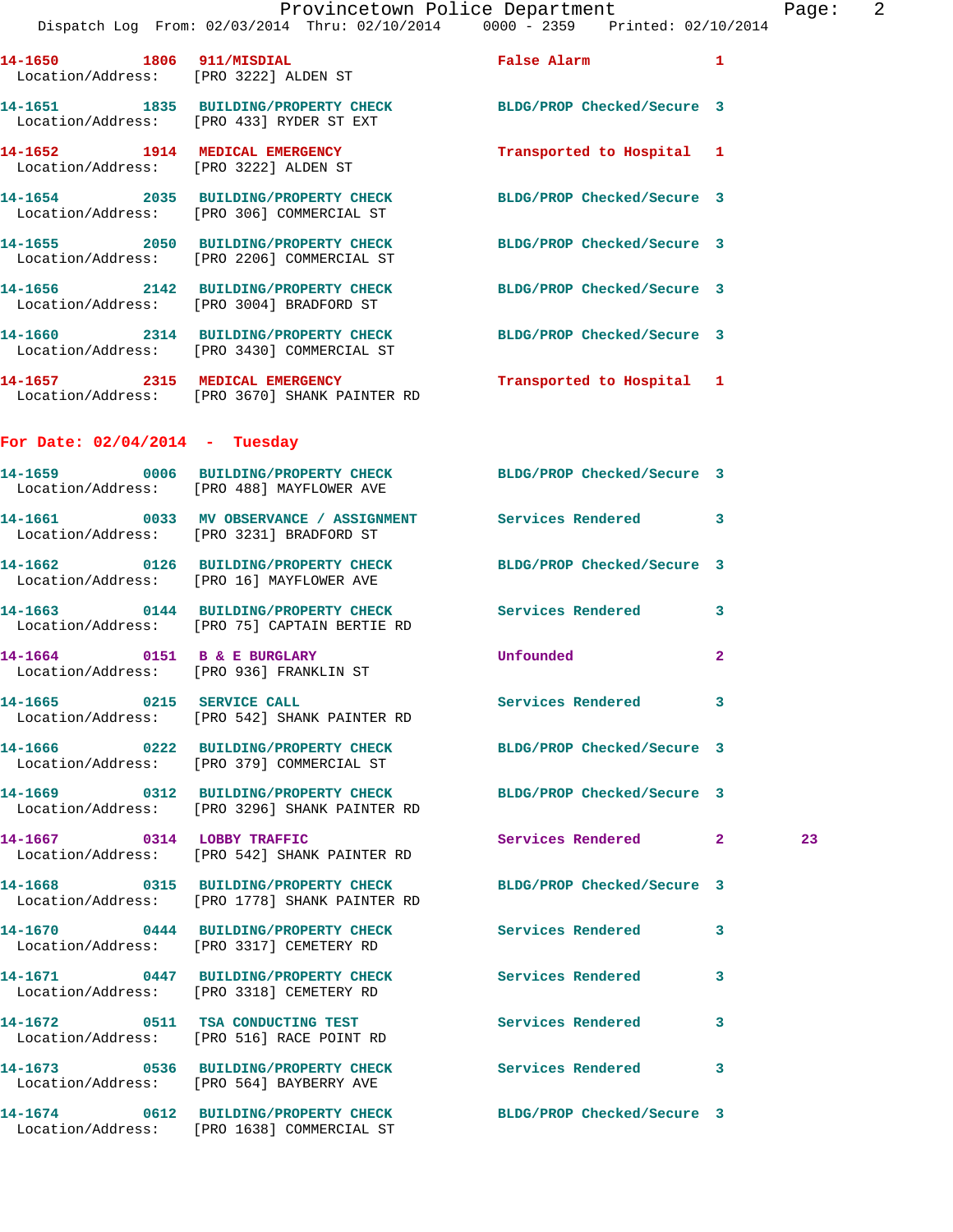14-1650 1806 911/MISDIAL False Alarm 1
Location/Address: [PRO 3222] ALDEN ST

14-1651 1835 BUILDING/PROPERTY CHECK BLDG/PROP Checked/Secure 3
Location/Address: [PRO 433] RYDER ST EXT

14-1652 1914 MEDICAL EMERGENCY Transported to Hospital 1
Location/Address: [PRO 3222] ALDEN ST

14-1654 2035 BUILDING/PROPERTY CHECK BLDG/PROP Checked/Secure 3
Location/Address: [PRO 306] COMMERCIAL ST

14-1655 2050 BUILDING/PROPERTY CHECK BLDG/PROP Checked/Secure 3
Location/Address: [PRO 2206] COMMERCIAL ST

14-1656 2142 BUILDING/PROPERTY CHECK BLDG/PROP Checked/Secure 3
Location/Address: [PRO 3004] BRADFORD ST

14-1660 2314 BUILDING/PROPERTY CHECK BLDG/PROP Checked/Secure 3
Location/Address: [PRO 3430] COMMERCIAL ST

14-1657 2315 MEDICAL EMERGENCY Transported to Hospital 1
Location/Address: [PRO 3670] SHANK PAINTER RD

## For Date: 02/04/2014 - Tuesday

14-1659 0006 BUILDING/PROPERTY CHECK BLDG/PROP Checked/Secure 3
Location/Address: [PRO 488] MAYFLOWER AVE

14-1661 0033 MV OBSERVANCE / ASSIGNMENT Services Rendered 3
Location/Address: [PRO 3231] BRADFORD ST

14-1662 0126 BUILDING/PROPERTY CHECK BLDG/PROP Checked/Secure 3
Location/Address: [PRO 16] MAYFLOWER AVE

14-1663 0144 BUILDING/PROPERTY CHECK Services Rendered 3
Location/Address: [PRO 75] CAPTAIN BERTIE RD

14-1664 0151 B & E BURGLARY Unfounded 2
Location/Address: [PRO 936] FRANKLIN ST

14-1665 0215 SERVICE CALL Services Rendered 3
Location/Address: [PRO 542] SHANK PAINTER RD

14-1666 0222 BUILDING/PROPERTY CHECK BLDG/PROP Checked/Secure 3
Location/Address: [PRO 379] COMMERCIAL ST

14-1669 0312 BUILDING/PROPERTY CHECK BLDG/PROP Checked/Secure 3
Location/Address: [PRO 3296] SHANK PAINTER RD

14-1667 0314 LOBBY TRAFFIC Services Rendered 2 23
Location/Address: [PRO 542] SHANK PAINTER RD

14-1668 0315 BUILDING/PROPERTY CHECK BLDG/PROP Checked/Secure 3
Location/Address: [PRO 1778] SHANK PAINTER RD

14-1670 0444 BUILDING/PROPERTY CHECK Services Rendered 3
Location/Address: [PRO 3317] CEMETERY RD

14-1671 0447 BUILDING/PROPERTY CHECK Services Rendered 3
Location/Address: [PRO 3318] CEMETERY RD

14-1672 0511 TSA CONDUCTING TEST Services Rendered 3
Location/Address: [PRO 516] RACE POINT RD

14-1673 0536 BUILDING/PROPERTY CHECK Services Rendered 3
Location/Address: [PRO 564] BAYBERRY AVE

14-1674 0612 BUILDING/PROPERTY CHECK BLDG/PROP Checked/Secure 3
Location/Address: [PRO 1638] COMMERCIAL ST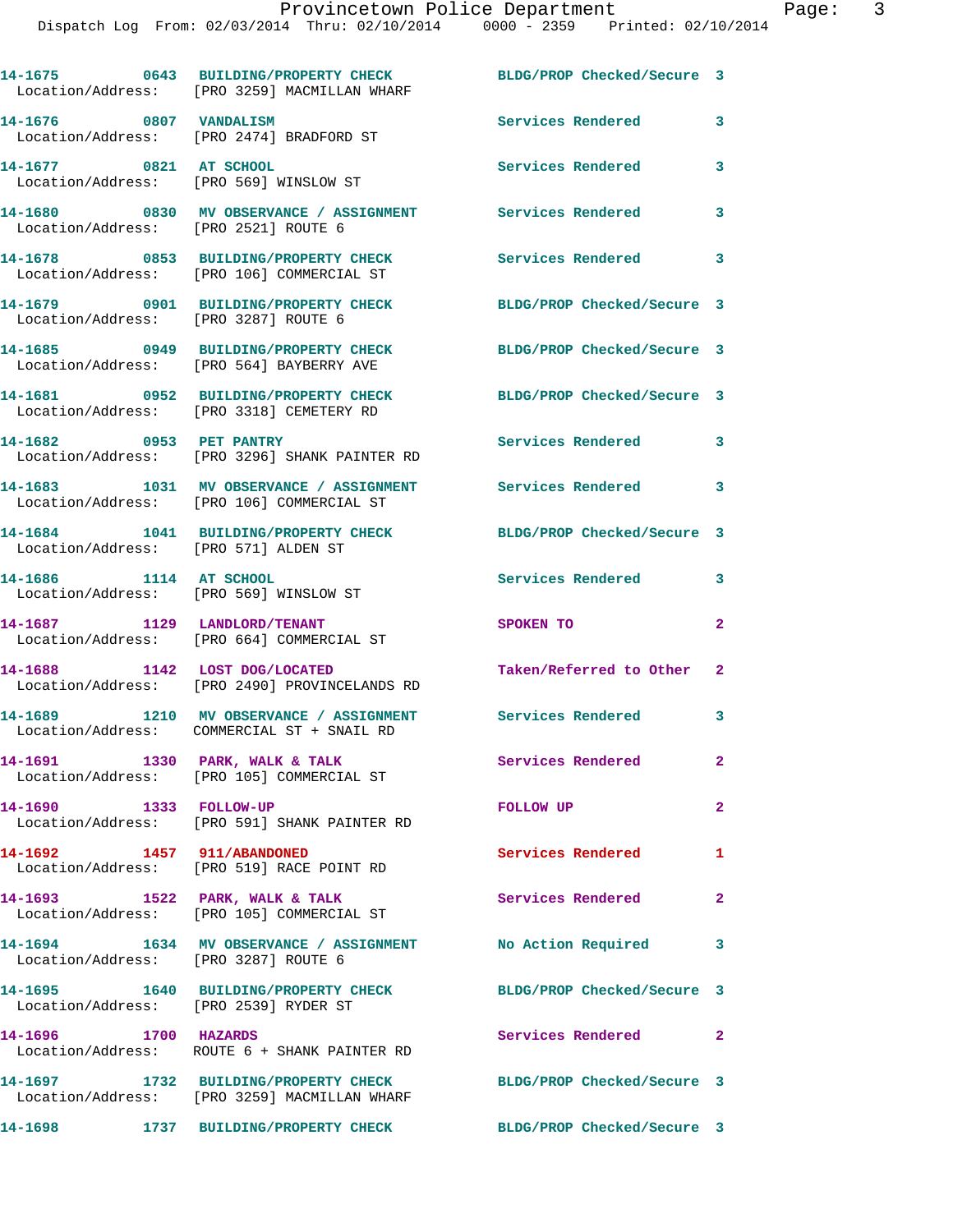14-1675 0643 BUILDING/PROPERTY CHECK BLDG/PROP Checked/Secure 3
Location/Address: [PRO 3259] MACMILLAN WHARF

14-1676 0807 VANDALISM Services Rendered 3
Location/Address: [PRO 2474] BRADFORD ST

14-1677 0821 AT SCHOOL Services Rendered 3
Location/Address: [PRO 569] WINSLOW ST

14-1680 0830 MV OBSERVANCE / ASSIGNMENT Services Rendered 3
Location/Address: [PRO 2521] ROUTE 6

14-1678 0853 BUILDING/PROPERTY CHECK Services Rendered 3
Location/Address: [PRO 106] COMMERCIAL ST

14-1679 0901 BUILDING/PROPERTY CHECK BLDG/PROP Checked/Secure 3
Location/Address: [PRO 3287] ROUTE 6

14-1685 0949 BUILDING/PROPERTY CHECK BLDG/PROP Checked/Secure 3
Location/Address: [PRO 564] BAYBERRY AVE

14-1681 0952 BUILDING/PROPERTY CHECK BLDG/PROP Checked/Secure 3
Location/Address: [PRO 3318] CEMETERY RD

14-1682 0953 PET PANTRY Services Rendered 3
Location/Address: [PRO 3296] SHANK PAINTER RD

14-1683 1031 MV OBSERVANCE / ASSIGNMENT Services Rendered 3
Location/Address: [PRO 106] COMMERCIAL ST

14-1684 1041 BUILDING/PROPERTY CHECK BLDG/PROP Checked/Secure 3
Location/Address: [PRO 571] ALDEN ST

14-1686 1114 AT SCHOOL Services Rendered 3
Location/Address: [PRO 569] WINSLOW ST

14-1687 1129 LANDLORD/TENANT SPOKEN TO 2
Location/Address: [PRO 664] COMMERCIAL ST

14-1688 1142 LOST DOG/LOCATED Taken/Referred to Other 2
Location/Address: [PRO 2490] PROVINCELANDS RD

14-1689 1210 MV OBSERVANCE / ASSIGNMENT Services Rendered 3
Location/Address: COMMERCIAL ST + SNAIL RD

14-1691 1330 PARK, WALK & TALK Services Rendered 2
Location/Address: [PRO 105] COMMERCIAL ST

14-1690 1333 FOLLOW-UP FOLLOW UP 2
Location/Address: [PRO 591] SHANK PAINTER RD

14-1692 1457 911/ABANDONED Services Rendered 1
Location/Address: [PRO 519] RACE POINT RD

14-1693 1522 PARK, WALK & TALK Services Rendered 2
Location/Address: [PRO 105] COMMERCIAL ST

14-1694 1634 MV OBSERVANCE / ASSIGNMENT No Action Required 3
Location/Address: [PRO 3287] ROUTE 6

14-1695 1640 BUILDING/PROPERTY CHECK BLDG/PROP Checked/Secure 3
Location/Address: [PRO 2539] RYDER ST

14-1696 1700 HAZARDS Services Rendered 2
Location/Address: ROUTE 6 + SHANK PAINTER RD

14-1697 1732 BUILDING/PROPERTY CHECK BLDG/PROP Checked/Secure 3
Location/Address: [PRO 3259] MACMILLAN WHARF

14-1698 1737 BUILDING/PROPERTY CHECK BLDG/PROP Checked/Secure 3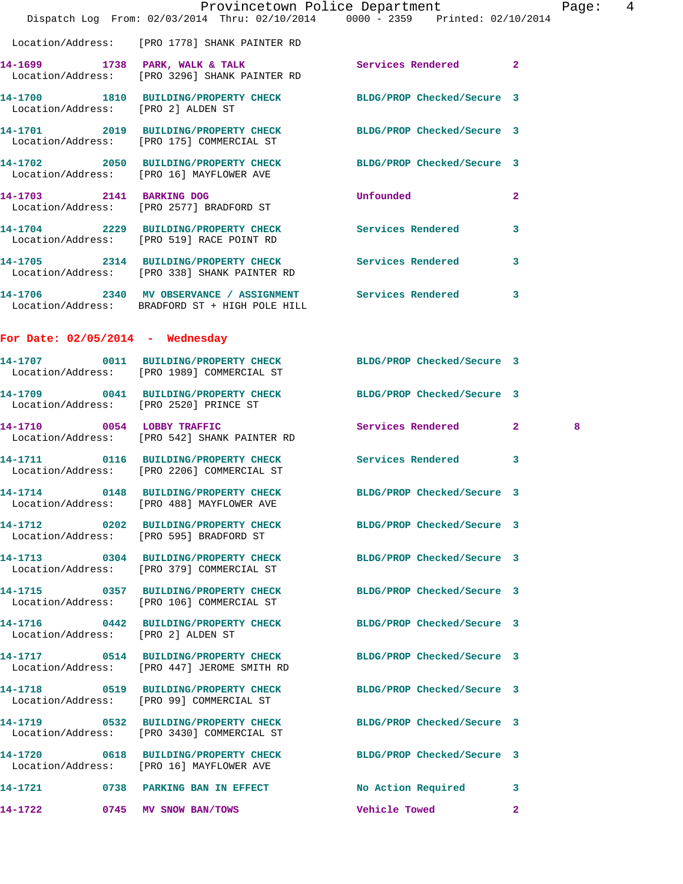Location/Address: [PRO 1778] SHANK PAINTER RD

| Call # | Time | Call Reason | Action | Priority | |
|---|---|---|---|---|---|
| 14-1699 | 1738 | PARK, WALK & TALK | Services Rendered | 2 | |
| | | Location/Address: [PRO 3296] SHANK PAINTER RD | | | |
| 14-1700 | 1810 | BUILDING/PROPERTY CHECK | BLDG/PROP Checked/Secure | 3 | |
| | | Location/Address: [PRO 2] ALDEN ST | | | |
| 14-1701 | 2019 | BUILDING/PROPERTY CHECK | BLDG/PROP Checked/Secure | 3 | |
| | | Location/Address: [PRO 175] COMMERCIAL ST | | | |
| 14-1702 | 2050 | BUILDING/PROPERTY CHECK | BLDG/PROP Checked/Secure | 3 | |
| | | Location/Address: [PRO 16] MAYFLOWER AVE | | | |
| 14-1703 | 2141 | BARKING DOG | Unfounded | 2 | |
| | | Location/Address: [PRO 2577] BRADFORD ST | | | |
| 14-1704 | 2229 | BUILDING/PROPERTY CHECK | Services Rendered | 3 | |
| | | Location/Address: [PRO 519] RACE POINT RD | | | |
| 14-1705 | 2314 | BUILDING/PROPERTY CHECK | Services Rendered | 3 | |
| | | Location/Address: [PRO 338] SHANK PAINTER RD | | | |
| 14-1706 | 2340 | MV OBSERVANCE / ASSIGNMENT | Services Rendered | 3 | |
| | | Location/Address: BRADFORD ST + HIGH POLE HILL | | | |

## For Date: 02/05/2014 - Wednesday

| Call # | Time | Call Reason | Action | Priority | |
|---|---|---|---|---|---|
| 14-1707 | 0011 | BUILDING/PROPERTY CHECK | BLDG/PROP Checked/Secure | 3 | |
| | | Location/Address: [PRO 1989] COMMERCIAL ST | | | |
| 14-1709 | 0041 | BUILDING/PROPERTY CHECK | BLDG/PROP Checked/Secure | 3 | |
| | | Location/Address: [PRO 2520] PRINCE ST | | | |
| 14-1710 | 0054 | LOBBY TRAFFIC | Services Rendered | 2 | 8 |
| | | Location/Address: [PRO 542] SHANK PAINTER RD | | | |
| 14-1711 | 0116 | BUILDING/PROPERTY CHECK | Services Rendered | 3 | |
| | | Location/Address: [PRO 2206] COMMERCIAL ST | | | |
| 14-1714 | 0148 | BUILDING/PROPERTY CHECK | BLDG/PROP Checked/Secure | 3 | |
| | | Location/Address: [PRO 488] MAYFLOWER AVE | | | |
| 14-1712 | 0202 | BUILDING/PROPERTY CHECK | BLDG/PROP Checked/Secure | 3 | |
| | | Location/Address: [PRO 595] BRADFORD ST | | | |
| 14-1713 | 0304 | BUILDING/PROPERTY CHECK | BLDG/PROP Checked/Secure | 3 | |
| | | Location/Address: [PRO 379] COMMERCIAL ST | | | |
| 14-1715 | 0357 | BUILDING/PROPERTY CHECK | BLDG/PROP Checked/Secure | 3 | |
| | | Location/Address: [PRO 106] COMMERCIAL ST | | | |
| 14-1716 | 0442 | BUILDING/PROPERTY CHECK | BLDG/PROP Checked/Secure | 3 | |
| | | Location/Address: [PRO 2] ALDEN ST | | | |
| 14-1717 | 0514 | BUILDING/PROPERTY CHECK | BLDG/PROP Checked/Secure | 3 | |
| | | Location/Address: [PRO 447] JEROME SMITH RD | | | |
| 14-1718 | 0519 | BUILDING/PROPERTY CHECK | BLDG/PROP Checked/Secure | 3 | |
| | | Location/Address: [PRO 99] COMMERCIAL ST | | | |
| 14-1719 | 0532 | BUILDING/PROPERTY CHECK | BLDG/PROP Checked/Secure | 3 | |
| | | Location/Address: [PRO 3430] COMMERCIAL ST | | | |
| 14-1720 | 0618 | BUILDING/PROPERTY CHECK | BLDG/PROP Checked/Secure | 3 | |
| | | Location/Address: [PRO 16] MAYFLOWER AVE | | | |
| 14-1721 | 0738 | PARKING BAN IN EFFECT | No Action Required | 3 | |
| 14-1722 | 0745 | MV SNOW BAN/TOWS | Vehicle Towed | 2 | |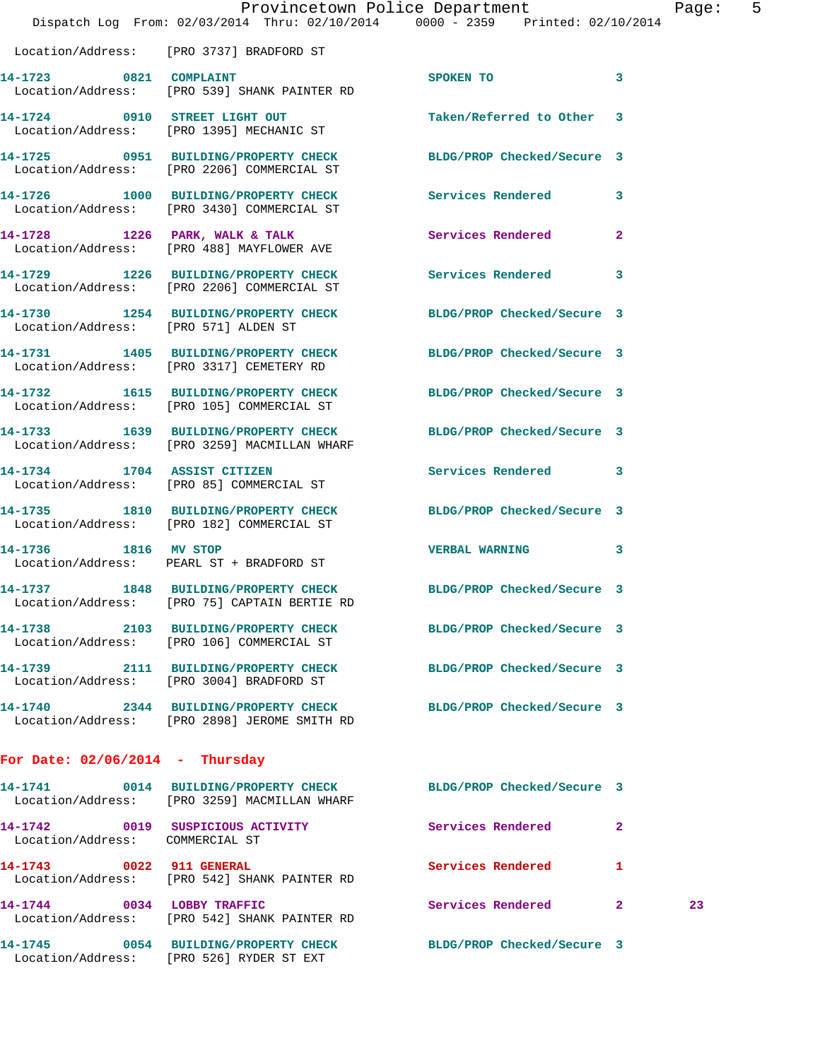Location/Address: [PRO 3737] BRADFORD ST

| Call # | Time | Call Reason | Action | Priority | |
|---|---|---|---|---|---|
| 14-1723 | 0821 | COMPLAINT | SPOKEN TO | 3 | |
| | | Location/Address: [PRO 539] SHANK PAINTER RD | | | |
| 14-1724 | 0910 | STREET LIGHT OUT | Taken/Referred to Other | 3 | |
| | | Location/Address: [PRO 1395] MECHANIC ST | | | |
| 14-1725 | 0951 | BUILDING/PROPERTY CHECK | BLDG/PROP Checked/Secure | 3 | |
| | | Location/Address: [PRO 2206] COMMERCIAL ST | | | |
| 14-1726 | 1000 | BUILDING/PROPERTY CHECK | Services Rendered | 3 | |
| | | Location/Address: [PRO 3430] COMMERCIAL ST | | | |
| 14-1728 | 1226 | PARK, WALK & TALK | Services Rendered | 2 | |
| | | Location/Address: [PRO 488] MAYFLOWER AVE | | | |
| 14-1729 | 1226 | BUILDING/PROPERTY CHECK | Services Rendered | 3 | |
| | | Location/Address: [PRO 2206] COMMERCIAL ST | | | |
| 14-1730 | 1254 | BUILDING/PROPERTY CHECK | BLDG/PROP Checked/Secure | 3 | |
| | | Location/Address: [PRO 571] ALDEN ST | | | |
| 14-1731 | 1405 | BUILDING/PROPERTY CHECK | BLDG/PROP Checked/Secure | 3 | |
| | | Location/Address: [PRO 3317] CEMETERY RD | | | |
| 14-1732 | 1615 | BUILDING/PROPERTY CHECK | BLDG/PROP Checked/Secure | 3 | |
| | | Location/Address: [PRO 105] COMMERCIAL ST | | | |
| 14-1733 | 1639 | BUILDING/PROPERTY CHECK | BLDG/PROP Checked/Secure | 3 | |
| | | Location/Address: [PRO 3259] MACMILLAN WHARF | | | |
| 14-1734 | 1704 | ASSIST CITIZEN | Services Rendered | 3 | |
| | | Location/Address: [PRO 85] COMMERCIAL ST | | | |
| 14-1735 | 1810 | BUILDING/PROPERTY CHECK | BLDG/PROP Checked/Secure | 3 | |
| | | Location/Address: [PRO 182] COMMERCIAL ST | | | |
| 14-1736 | 1816 | MV STOP | VERBAL WARNING | 3 | |
| | | Location/Address: PEARL ST + BRADFORD ST | | | |
| 14-1737 | 1848 | BUILDING/PROPERTY CHECK | BLDG/PROP Checked/Secure | 3 | |
| | | Location/Address: [PRO 75] CAPTAIN BERTIE RD | | | |
| 14-1738 | 2103 | BUILDING/PROPERTY CHECK | BLDG/PROP Checked/Secure | 3 | |
| | | Location/Address: [PRO 106] COMMERCIAL ST | | | |
| 14-1739 | 2111 | BUILDING/PROPERTY CHECK | BLDG/PROP Checked/Secure | 3 | |
| | | Location/Address: [PRO 3004] BRADFORD ST | | | |
| 14-1740 | 2344 | BUILDING/PROPERTY CHECK | BLDG/PROP Checked/Secure | 3 | |
| | | Location/Address: [PRO 2898] JEROME SMITH RD | | | |

## For Date: 02/06/2014 - Thursday

| Call # | Time | Call Reason | Action | Priority | |
|---|---|---|---|---|---|
| 14-1741 | 0014 | BUILDING/PROPERTY CHECK | BLDG/PROP Checked/Secure | 3 | |
| | | Location/Address: [PRO 3259] MACMILLAN WHARF | | | |
| 14-1742 | 0019 | SUSPICIOUS ACTIVITY | Services Rendered | 2 | |
| | | Location/Address: COMMERCIAL ST | | | |
| 14-1743 | 0022 | 911 GENERAL | Services Rendered | 1 | |
| | | Location/Address: [PRO 542] SHANK PAINTER RD | | | |
| 14-1744 | 0034 | LOBBY TRAFFIC | Services Rendered | 2 | 23 |
| | | Location/Address: [PRO 542] SHANK PAINTER RD | | | |
| 14-1745 | 0054 | BUILDING/PROPERTY CHECK | BLDG/PROP Checked/Secure | 3 | |
| | | Location/Address: [PRO 526] RYDER ST EXT | | | |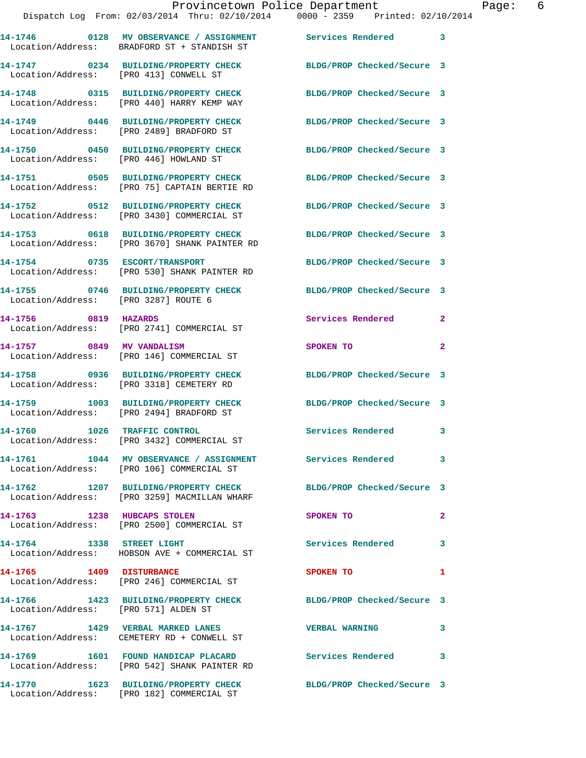**14-1746 0128 MV OBSERVANCE / ASSIGNMENT** Services Rendered 3
Location/Address: BRADFORD ST + STANDISH ST

**14-1747 0234 BUILDING/PROPERTY CHECK** BLDG/PROP Checked/Secure 3
Location/Address: [PRO 413] CONWELL ST

**14-1748 0315 BUILDING/PROPERTY CHECK** BLDG/PROP Checked/Secure 3
Location/Address: [PRO 440] HARRY KEMP WAY

**14-1749 0446 BUILDING/PROPERTY CHECK** BLDG/PROP Checked/Secure 3
Location/Address: [PRO 2489] BRADFORD ST

**14-1750 0450 BUILDING/PROPERTY CHECK** BLDG/PROP Checked/Secure 3
Location/Address: [PRO 446] HOWLAND ST

**14-1751 0505 BUILDING/PROPERTY CHECK** BLDG/PROP Checked/Secure 3
Location/Address: [PRO 75] CAPTAIN BERTIE RD

**14-1752 0512 BUILDING/PROPERTY CHECK** BLDG/PROP Checked/Secure 3
Location/Address: [PRO 3430] COMMERCIAL ST

**14-1753 0618 BUILDING/PROPERTY CHECK** BLDG/PROP Checked/Secure 3
Location/Address: [PRO 3670] SHANK PAINTER RD

**14-1754 0735 ESCORT/TRANSPORT** BLDG/PROP Checked/Secure 3
Location/Address: [PRO 530] SHANK PAINTER RD

**14-1755 0746 BUILDING/PROPERTY CHECK** BLDG/PROP Checked/Secure 3
Location/Address: [PRO 3287] ROUTE 6

**14-1756 0819 HAZARDS** Services Rendered 2
Location/Address: [PRO 2741] COMMERCIAL ST

**14-1757 0849 MV VANDALISM** SPOKEN TO 2
Location/Address: [PRO 146] COMMERCIAL ST

**14-1758 0936 BUILDING/PROPERTY CHECK** BLDG/PROP Checked/Secure 3
Location/Address: [PRO 3318] CEMETERY RD

**14-1759 1003 BUILDING/PROPERTY CHECK** BLDG/PROP Checked/Secure 3
Location/Address: [PRO 2494] BRADFORD ST

**14-1760 1026 TRAFFIC CONTROL** Services Rendered 3
Location/Address: [PRO 3432] COMMERCIAL ST

**14-1761 1044 MV OBSERVANCE / ASSIGNMENT** Services Rendered 3
Location/Address: [PRO 106] COMMERCIAL ST

**14-1762 1207 BUILDING/PROPERTY CHECK** BLDG/PROP Checked/Secure 3
Location/Address: [PRO 3259] MACMILLAN WHARF

**14-1763 1238 HUBCAPS STOLEN** SPOKEN TO 2
Location/Address: [PRO 2500] COMMERCIAL ST

**14-1764 1338 STREET LIGHT** Services Rendered 3
Location/Address: HOBSON AVE + COMMERCIAL ST

**14-1765 1409 DISTURBANCE** SPOKEN TO 1
Location/Address: [PRO 246] COMMERCIAL ST

**14-1766 1423 BUILDING/PROPERTY CHECK** BLDG/PROP Checked/Secure 3
Location/Address: [PRO 571] ALDEN ST

**14-1767 1429 VERBAL MARKED LANES** VERBAL WARNING 3
Location/Address: CEMETERY RD + CONWELL ST

**14-1769 1601 FOUND HANDICAP PLACARD** Services Rendered 3
Location/Address: [PRO 542] SHANK PAINTER RD

**14-1770 1623 BUILDING/PROPERTY CHECK** BLDG/PROP Checked/Secure 3
Location/Address: [PRO 182] COMMERCIAL ST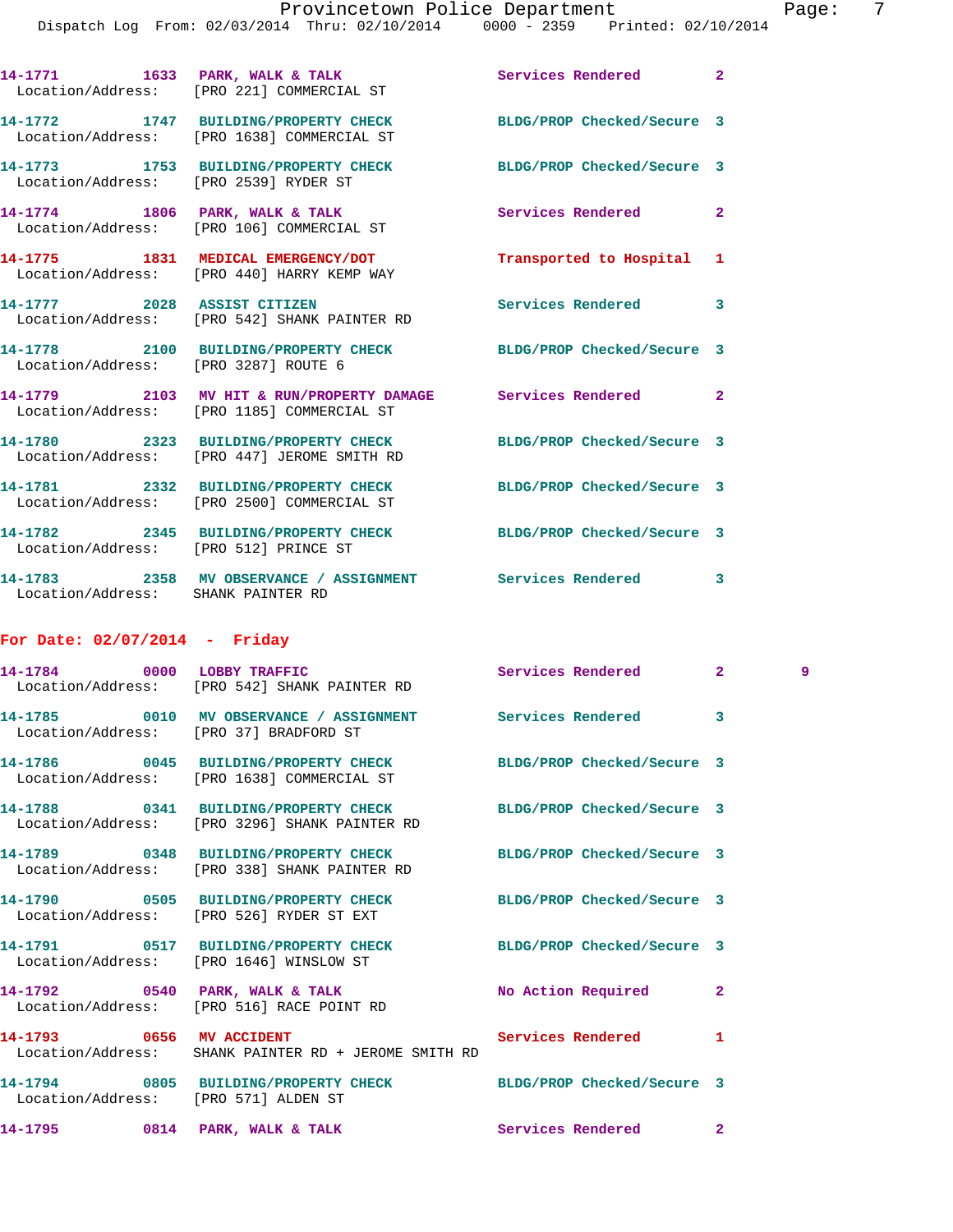14-1771 1633 PARK, WALK & TALK Services Rendered 2
Location/Address: [PRO 221] COMMERCIAL ST

14-1772 1747 BUILDING/PROPERTY CHECK BLDG/PROP Checked/Secure 3
Location/Address: [PRO 1638] COMMERCIAL ST

14-1773 1753 BUILDING/PROPERTY CHECK BLDG/PROP Checked/Secure 3
Location/Address: [PRO 2539] RYDER ST

14-1774 1806 PARK, WALK & TALK Services Rendered 2
Location/Address: [PRO 106] COMMERCIAL ST

14-1775 1831 MEDICAL EMERGENCY/DOT Transported to Hospital 1
Location/Address: [PRO 440] HARRY KEMP WAY

14-1777 2028 ASSIST CITIZEN Services Rendered 3
Location/Address: [PRO 542] SHANK PAINTER RD

14-1778 2100 BUILDING/PROPERTY CHECK BLDG/PROP Checked/Secure 3
Location/Address: [PRO 3287] ROUTE 6

14-1779 2103 MV HIT & RUN/PROPERTY DAMAGE Services Rendered 2
Location/Address: [PRO 1185] COMMERCIAL ST

14-1780 2323 BUILDING/PROPERTY CHECK BLDG/PROP Checked/Secure 3
Location/Address: [PRO 447] JEROME SMITH RD

14-1781 2332 BUILDING/PROPERTY CHECK BLDG/PROP Checked/Secure 3
Location/Address: [PRO 2500] COMMERCIAL ST

14-1782 2345 BUILDING/PROPERTY CHECK BLDG/PROP Checked/Secure 3
Location/Address: [PRO 512] PRINCE ST

14-1783 2358 MV OBSERVANCE / ASSIGNMENT Services Rendered 3
Location/Address: SHANK PAINTER RD

**For Date: 02/07/2014 - Friday**

14-1784 0000 LOBBY TRAFFIC Services Rendered 2 9
Location/Address: [PRO 542] SHANK PAINTER RD

14-1785 0010 MV OBSERVANCE / ASSIGNMENT Services Rendered 3
Location/Address: [PRO 37] BRADFORD ST

14-1786 0045 BUILDING/PROPERTY CHECK BLDG/PROP Checked/Secure 3
Location/Address: [PRO 1638] COMMERCIAL ST

14-1788 0341 BUILDING/PROPERTY CHECK BLDG/PROP Checked/Secure 3
Location/Address: [PRO 3296] SHANK PAINTER RD

14-1789 0348 BUILDING/PROPERTY CHECK BLDG/PROP Checked/Secure 3
Location/Address: [PRO 338] SHANK PAINTER RD

14-1790 0505 BUILDING/PROPERTY CHECK BLDG/PROP Checked/Secure 3
Location/Address: [PRO 526] RYDER ST EXT

14-1791 0517 BUILDING/PROPERTY CHECK BLDG/PROP Checked/Secure 3
Location/Address: [PRO 1646] WINSLOW ST

14-1792 0540 PARK, WALK & TALK No Action Required 2
Location/Address: [PRO 516] RACE POINT RD

14-1793 0656 MV ACCIDENT Services Rendered 1
Location/Address: SHANK PAINTER RD + JEROME SMITH RD

14-1794 0805 BUILDING/PROPERTY CHECK BLDG/PROP Checked/Secure 3
Location/Address: [PRO 571] ALDEN ST

14-1795 0814 PARK, WALK & TALK Services Rendered 2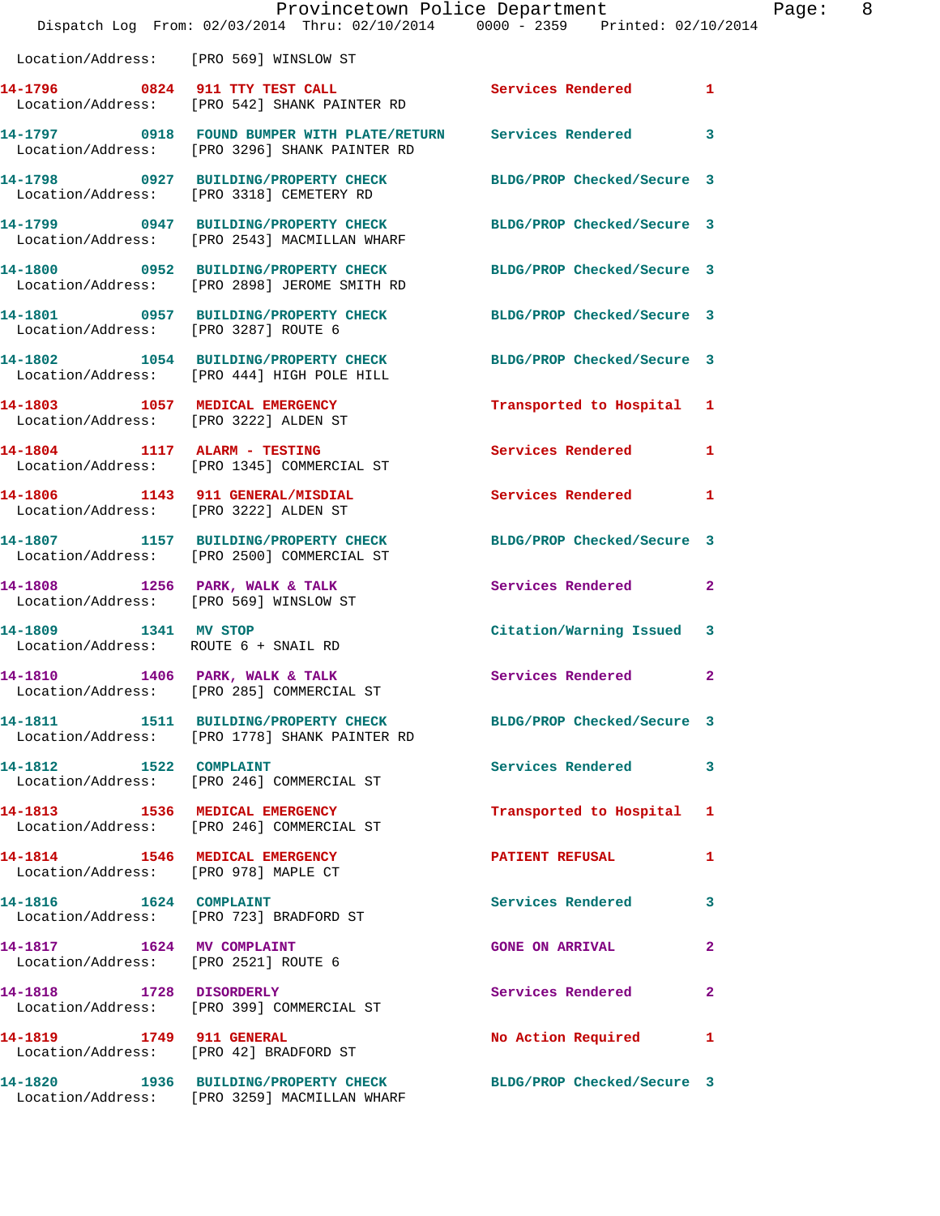Location/Address: [PRO 569] WINSLOW ST

**14-1796** 0824 **911 TTY TEST CALL** Services Rendered 1
Location/Address: [PRO 542] SHANK PAINTER RD

**14-1797** 0918 **FOUND BUMPER WITH PLATE/RETURN** Services Rendered 3
Location/Address: [PRO 3296] SHANK PAINTER RD

**14-1798** 0927 **BUILDING/PROPERTY CHECK** BLDG/PROP Checked/Secure 3
Location/Address: [PRO 3318] CEMETERY RD

**14-1799** 0947 **BUILDING/PROPERTY CHECK** BLDG/PROP Checked/Secure 3
Location/Address: [PRO 2543] MACMILLAN WHARF

**14-1800** 0952 **BUILDING/PROPERTY CHECK** BLDG/PROP Checked/Secure 3
Location/Address: [PRO 2898] JEROME SMITH RD

**14-1801** 0957 **BUILDING/PROPERTY CHECK** BLDG/PROP Checked/Secure 3
Location/Address: [PRO 3287] ROUTE 6

**14-1802** 1054 **BUILDING/PROPERTY CHECK** BLDG/PROP Checked/Secure 3
Location/Address: [PRO 444] HIGH POLE HILL

**14-1803** 1057 **MEDICAL EMERGENCY** Transported to Hospital 1
Location/Address: [PRO 3222] ALDEN ST

**14-1804** 1117 **ALARM - TESTING** Services Rendered 1
Location/Address: [PRO 1345] COMMERCIAL ST

**14-1806** 1143 **911 GENERAL/MISDIAL** Services Rendered 1
Location/Address: [PRO 3222] ALDEN ST

**14-1807** 1157 **BUILDING/PROPERTY CHECK** BLDG/PROP Checked/Secure 3
Location/Address: [PRO 2500] COMMERCIAL ST

**14-1808** 1256 **PARK, WALK & TALK** Services Rendered 2
Location/Address: [PRO 569] WINSLOW ST

**14-1809** 1341 **MV STOP** Citation/Warning Issued 3
Location/Address: ROUTE 6 + SNAIL RD

**14-1810** 1406 **PARK, WALK & TALK** Services Rendered 2
Location/Address: [PRO 285] COMMERCIAL ST

**14-1811** 1511 **BUILDING/PROPERTY CHECK** BLDG/PROP Checked/Secure 3
Location/Address: [PRO 1778] SHANK PAINTER RD

**14-1812** 1522 **COMPLAINT** Services Rendered 3
Location/Address: [PRO 246] COMMERCIAL ST

**14-1813** 1536 **MEDICAL EMERGENCY** Transported to Hospital 1
Location/Address: [PRO 246] COMMERCIAL ST

**14-1814** 1546 **MEDICAL EMERGENCY** PATIENT REFUSAL 1
Location/Address: [PRO 978] MAPLE CT

**14-1816** 1624 **COMPLAINT** Services Rendered 3
Location/Address: [PRO 723] BRADFORD ST

**14-1817** 1624 **MV COMPLAINT** GONE ON ARRIVAL 2
Location/Address: [PRO 2521] ROUTE 6

**14-1818** 1728 **DISORDERLY** Services Rendered 2
Location/Address: [PRO 399] COMMERCIAL ST

**14-1819** 1749 **911 GENERAL** No Action Required 1
Location/Address: [PRO 42] BRADFORD ST

**14-1820** 1936 **BUILDING/PROPERTY CHECK** BLDG/PROP Checked/Secure 3
Location/Address: [PRO 3259] MACMILLAN WHARF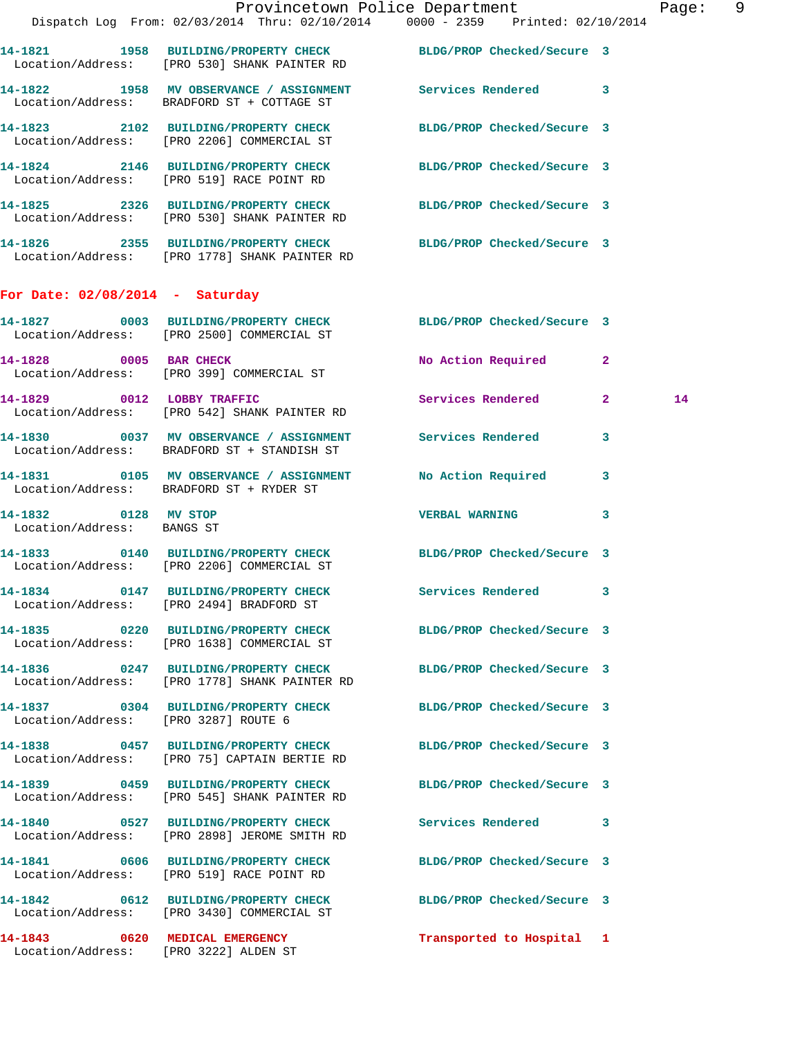14-1821 1958 BUILDING/PROPERTY CHECK BLDG/PROP Checked/Secure 3
Location/Address: [PRO 530] SHANK PAINTER RD

14-1822 1958 MV OBSERVANCE / ASSIGNMENT Services Rendered 3
Location/Address: BRADFORD ST + COTTAGE ST

14-1823 2102 BUILDING/PROPERTY CHECK BLDG/PROP Checked/Secure 3
Location/Address: [PRO 2206] COMMERCIAL ST

14-1824 2146 BUILDING/PROPERTY CHECK BLDG/PROP Checked/Secure 3
Location/Address: [PRO 519] RACE POINT RD

14-1825 2326 BUILDING/PROPERTY CHECK BLDG/PROP Checked/Secure 3
Location/Address: [PRO 530] SHANK PAINTER RD

14-1826 2355 BUILDING/PROPERTY CHECK BLDG/PROP Checked/Secure 3
Location/Address: [PRO 1778] SHANK PAINTER RD

## For Date: 02/08/2014 - Saturday

14-1827 0003 BUILDING/PROPERTY CHECK BLDG/PROP Checked/Secure 3
Location/Address: [PRO 2500] COMMERCIAL ST

14-1828 0005 BAR CHECK No Action Required 2
Location/Address: [PRO 399] COMMERCIAL ST

14-1829 0012 LOBBY TRAFFIC Services Rendered 2 14
Location/Address: [PRO 542] SHANK PAINTER RD

14-1830 0037 MV OBSERVANCE / ASSIGNMENT Services Rendered 3
Location/Address: BRADFORD ST + STANDISH ST

14-1831 0105 MV OBSERVANCE / ASSIGNMENT No Action Required 3
Location/Address: BRADFORD ST + RYDER ST

14-1832 0128 MV STOP VERBAL WARNING 3
Location/Address: BANGS ST

14-1833 0140 BUILDING/PROPERTY CHECK BLDG/PROP Checked/Secure 3
Location/Address: [PRO 2206] COMMERCIAL ST

14-1834 0147 BUILDING/PROPERTY CHECK Services Rendered 3
Location/Address: [PRO 2494] BRADFORD ST

14-1835 0220 BUILDING/PROPERTY CHECK BLDG/PROP Checked/Secure 3
Location/Address: [PRO 1638] COMMERCIAL ST

14-1836 0247 BUILDING/PROPERTY CHECK BLDG/PROP Checked/Secure 3
Location/Address: [PRO 1778] SHANK PAINTER RD

14-1837 0304 BUILDING/PROPERTY CHECK BLDG/PROP Checked/Secure 3
Location/Address: [PRO 3287] ROUTE 6

14-1838 0457 BUILDING/PROPERTY CHECK BLDG/PROP Checked/Secure 3
Location/Address: [PRO 75] CAPTAIN BERTIE RD

14-1839 0459 BUILDING/PROPERTY CHECK BLDG/PROP Checked/Secure 3
Location/Address: [PRO 545] SHANK PAINTER RD

14-1840 0527 BUILDING/PROPERTY CHECK Services Rendered 3
Location/Address: [PRO 2898] JEROME SMITH RD

14-1841 0606 BUILDING/PROPERTY CHECK BLDG/PROP Checked/Secure 3
Location/Address: [PRO 519] RACE POINT RD

14-1842 0612 BUILDING/PROPERTY CHECK BLDG/PROP Checked/Secure 3
Location/Address: [PRO 3430] COMMERCIAL ST

14-1843 0620 MEDICAL EMERGENCY Transported to Hospital 1
Location/Address: [PRO 3222] ALDEN ST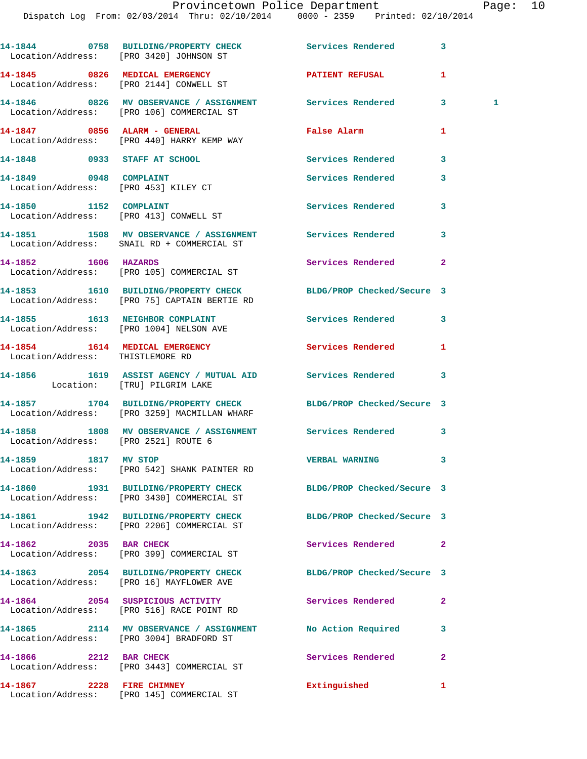| Call # | Time | Call Reason | Action | Priority | |
|---|---|---|---|---|---|
| 14-1844 | 0758 | BUILDING/PROPERTY CHECK | Services Rendered | 3 | |
| | | Location/Address: [PRO 3420] JOHNSON ST | | | |
| 14-1845 | 0826 | MEDICAL EMERGENCY | PATIENT REFUSAL | 1 | |
| | | Location/Address: [PRO 2144] CONWELL ST | | | |
| 14-1846 | 0826 | MV OBSERVANCE / ASSIGNMENT | Services Rendered | 3 | 1 |
| | | Location/Address: [PRO 106] COMMERCIAL ST | | | |
| 14-1847 | 0856 | ALARM - GENERAL | False Alarm | 1 | |
| | | Location/Address: [PRO 440] HARRY KEMP WAY | | | |
| 14-1848 | 0933 | STAFF AT SCHOOL | Services Rendered | 3 | |
| 14-1849 | 0948 | COMPLAINT | Services Rendered | 3 | |
| | | Location/Address: [PRO 453] KILEY CT | | | |
| 14-1850 | 1152 | COMPLAINT | Services Rendered | 3 | |
| | | Location/Address: [PRO 413] CONWELL ST | | | |
| 14-1851 | 1508 | MV OBSERVANCE / ASSIGNMENT | Services Rendered | 3 | |
| | | Location/Address: SNAIL RD + COMMERCIAL ST | | | |
| 14-1852 | 1606 | HAZARDS | Services Rendered | 2 | |
| | | Location/Address: [PRO 105] COMMERCIAL ST | | | |
| 14-1853 | 1610 | BUILDING/PROPERTY CHECK | BLDG/PROP Checked/Secure | 3 | |
| | | Location/Address: [PRO 75] CAPTAIN BERTIE RD | | | |
| 14-1855 | 1613 | NEIGHBOR COMPLAINT | Services Rendered | 3 | |
| | | Location/Address: [PRO 1004] NELSON AVE | | | |
| 14-1854 | 1614 | MEDICAL EMERGENCY | Services Rendered | 1 | |
| | | Location/Address: THISTLEMORE RD | | | |
| 14-1856 | 1619 | ASSIST AGENCY / MUTUAL AID | Services Rendered | 3 | |
| | | Location: [TRU] PILGRIM LAKE | | | |
| 14-1857 | 1704 | BUILDING/PROPERTY CHECK | BLDG/PROP Checked/Secure | 3 | |
| | | Location/Address: [PRO 3259] MACMILLAN WHARF | | | |
| 14-1858 | 1808 | MV OBSERVANCE / ASSIGNMENT | Services Rendered | 3 | |
| | | Location/Address: [PRO 2521] ROUTE 6 | | | |
| 14-1859 | 1817 | MV STOP | VERBAL WARNING | 3 | |
| | | Location/Address: [PRO 542] SHANK PAINTER RD | | | |
| 14-1860 | 1931 | BUILDING/PROPERTY CHECK | BLDG/PROP Checked/Secure | 3 | |
| | | Location/Address: [PRO 3430] COMMERCIAL ST | | | |
| 14-1861 | 1942 | BUILDING/PROPERTY CHECK | BLDG/PROP Checked/Secure | 3 | |
| | | Location/Address: [PRO 2206] COMMERCIAL ST | | | |
| 14-1862 | 2035 | BAR CHECK | Services Rendered | 2 | |
| | | Location/Address: [PRO 399] COMMERCIAL ST | | | |
| 14-1863 | 2054 | BUILDING/PROPERTY CHECK | BLDG/PROP Checked/Secure | 3 | |
| | | Location/Address: [PRO 16] MAYFLOWER AVE | | | |
| 14-1864 | 2054 | SUSPICIOUS ACTIVITY | Services Rendered | 2 | |
| | | Location/Address: [PRO 516] RACE POINT RD | | | |
| 14-1865 | 2114 | MV OBSERVANCE / ASSIGNMENT | No Action Required | 3 | |
| | | Location/Address: [PRO 3004] BRADFORD ST | | | |
| 14-1866 | 2212 | BAR CHECK | Services Rendered | 2 | |
| | | Location/Address: [PRO 3443] COMMERCIAL ST | | | |
| 14-1867 | 2228 | FIRE CHIMNEY | Extinguished | 1 | |
| | | Location/Address: [PRO 145] COMMERCIAL ST | | | |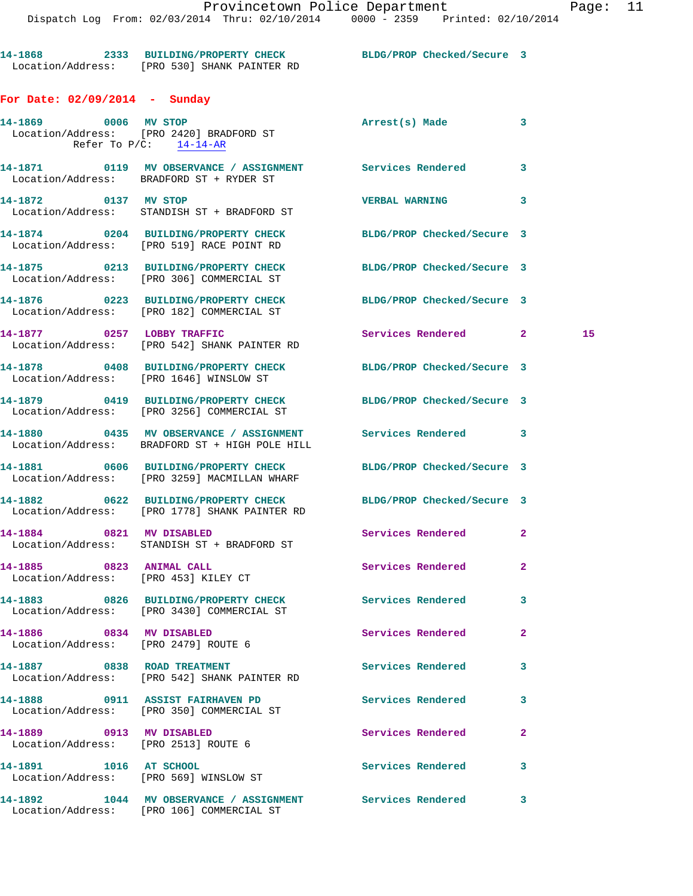14-1868 2333 BUILDING/PROPERTY CHECK BLDG/PROP Checked/Secure 3
Location/Address: [PRO 530] SHANK PAINTER RD

## For Date: 02/09/2014 - Sunday

14-1869 0006 MV STOP Arrest(s) Made 3
Location/Address: [PRO 2420] BRADFORD ST
Refer To P/C: 14-14-AR

14-1871 0119 MV OBSERVANCE / ASSIGNMENT Services Rendered 3
Location/Address: BRADFORD ST + RYDER ST

14-1872 0137 MV STOP VERBAL WARNING 3
Location/Address: STANDISH ST + BRADFORD ST

14-1874 0204 BUILDING/PROPERTY CHECK BLDG/PROP Checked/Secure 3
Location/Address: [PRO 519] RACE POINT RD

14-1875 0213 BUILDING/PROPERTY CHECK BLDG/PROP Checked/Secure 3
Location/Address: [PRO 306] COMMERCIAL ST

14-1876 0223 BUILDING/PROPERTY CHECK BLDG/PROP Checked/Secure 3
Location/Address: [PRO 182] COMMERCIAL ST

14-1877 0257 LOBBY TRAFFIC Services Rendered 2 15
Location/Address: [PRO 542] SHANK PAINTER RD

14-1878 0408 BUILDING/PROPERTY CHECK BLDG/PROP Checked/Secure 3
Location/Address: [PRO 1646] WINSLOW ST

14-1879 0419 BUILDING/PROPERTY CHECK BLDG/PROP Checked/Secure 3
Location/Address: [PRO 3256] COMMERCIAL ST

14-1880 0435 MV OBSERVANCE / ASSIGNMENT Services Rendered 3
Location/Address: BRADFORD ST + HIGH POLE HILL

14-1881 0606 BUILDING/PROPERTY CHECK BLDG/PROP Checked/Secure 3
Location/Address: [PRO 3259] MACMILLAN WHARF

14-1882 0622 BUILDING/PROPERTY CHECK BLDG/PROP Checked/Secure 3
Location/Address: [PRO 1778] SHANK PAINTER RD

14-1884 0821 MV DISABLED Services Rendered 2
Location/Address: STANDISH ST + BRADFORD ST

14-1885 0823 ANIMAL CALL Services Rendered 2
Location/Address: [PRO 453] KILEY CT

14-1883 0826 BUILDING/PROPERTY CHECK Services Rendered 3
Location/Address: [PRO 3430] COMMERCIAL ST

14-1886 0834 MV DISABLED Services Rendered 2
Location/Address: [PRO 2479] ROUTE 6

14-1887 0838 ROAD TREATMENT Services Rendered 3
Location/Address: [PRO 542] SHANK PAINTER RD

14-1888 0911 ASSIST FAIRHAVEN PD Services Rendered 3
Location/Address: [PRO 350] COMMERCIAL ST

14-1889 0913 MV DISABLED Services Rendered 2
Location/Address: [PRO 2513] ROUTE 6

14-1891 1016 AT SCHOOL Services Rendered 3
Location/Address: [PRO 569] WINSLOW ST

14-1892 1044 MV OBSERVANCE / ASSIGNMENT Services Rendered 3
Location/Address: [PRO 106] COMMERCIAL ST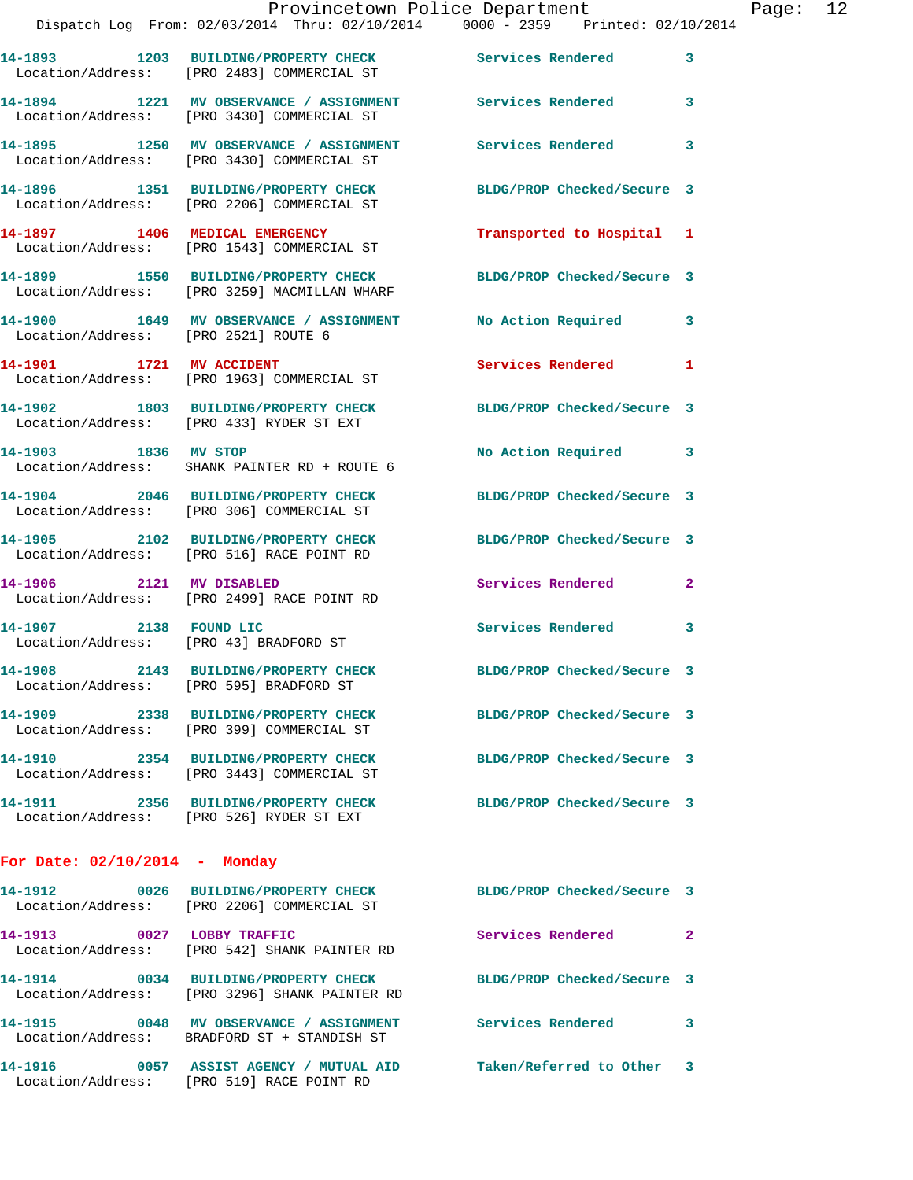14-1893 1203 BUILDING/PROPERTY CHECK Services Rendered 3
Location/Address: [PRO 2483] COMMERCIAL ST

14-1894 1221 MV OBSERVANCE / ASSIGNMENT Services Rendered 3
Location/Address: [PRO 3430] COMMERCIAL ST

14-1895 1250 MV OBSERVANCE / ASSIGNMENT Services Rendered 3
Location/Address: [PRO 3430] COMMERCIAL ST

14-1896 1351 BUILDING/PROPERTY CHECK BLDG/PROP Checked/Secure 3
Location/Address: [PRO 2206] COMMERCIAL ST

14-1897 1406 MEDICAL EMERGENCY Transported to Hospital 1
Location/Address: [PRO 1543] COMMERCIAL ST

14-1899 1550 BUILDING/PROPERTY CHECK BLDG/PROP Checked/Secure 3
Location/Address: [PRO 3259] MACMILLAN WHARF

14-1900 1649 MV OBSERVANCE / ASSIGNMENT No Action Required 3
Location/Address: [PRO 2521] ROUTE 6

14-1901 1721 MV ACCIDENT Services Rendered 1
Location/Address: [PRO 1963] COMMERCIAL ST

14-1902 1803 BUILDING/PROPERTY CHECK BLDG/PROP Checked/Secure 3
Location/Address: [PRO 433] RYDER ST EXT

14-1903 1836 MV STOP No Action Required 3
Location/Address: SHANK PAINTER RD + ROUTE 6

14-1904 2046 BUILDING/PROPERTY CHECK BLDG/PROP Checked/Secure 3
Location/Address: [PRO 306] COMMERCIAL ST

14-1905 2102 BUILDING/PROPERTY CHECK BLDG/PROP Checked/Secure 3
Location/Address: [PRO 516] RACE POINT RD

14-1906 2121 MV DISABLED Services Rendered 2
Location/Address: [PRO 2499] RACE POINT RD

14-1907 2138 FOUND LIC Services Rendered 3
Location/Address: [PRO 43] BRADFORD ST

14-1908 2143 BUILDING/PROPERTY CHECK BLDG/PROP Checked/Secure 3
Location/Address: [PRO 595] BRADFORD ST

14-1909 2338 BUILDING/PROPERTY CHECK BLDG/PROP Checked/Secure 3
Location/Address: [PRO 399] COMMERCIAL ST

14-1910 2354 BUILDING/PROPERTY CHECK BLDG/PROP Checked/Secure 3
Location/Address: [PRO 3443] COMMERCIAL ST

14-1911 2356 BUILDING/PROPERTY CHECK BLDG/PROP Checked/Secure 3
Location/Address: [PRO 526] RYDER ST EXT

## For Date: 02/10/2014 - Monday

14-1912 0026 BUILDING/PROPERTY CHECK BLDG/PROP Checked/Secure 3
Location/Address: [PRO 2206] COMMERCIAL ST

14-1913 0027 LOBBY TRAFFIC Services Rendered 2
Location/Address: [PRO 542] SHANK PAINTER RD

14-1914 0034 BUILDING/PROPERTY CHECK BLDG/PROP Checked/Secure 3
Location/Address: [PRO 3296] SHANK PAINTER RD

14-1915 0048 MV OBSERVANCE / ASSIGNMENT Services Rendered 3
Location/Address: BRADFORD ST + STANDISH ST

14-1916 0057 ASSIST AGENCY / MUTUAL AID Taken/Referred to Other 3
Location/Address: [PRO 519] RACE POINT RD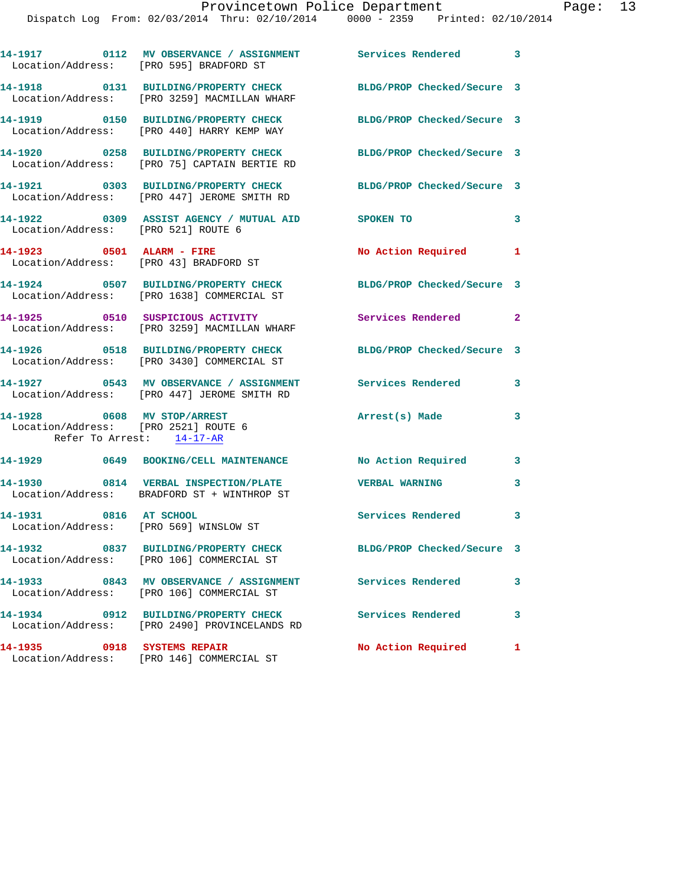14-1917 0112 MV OBSERVANCE / ASSIGNMENT Services Rendered 3
Location/Address: [PRO 595] BRADFORD ST

14-1918 0131 BUILDING/PROPERTY CHECK BLDG/PROP Checked/Secure 3
Location/Address: [PRO 3259] MACMILLAN WHARF

14-1919 0150 BUILDING/PROPERTY CHECK BLDG/PROP Checked/Secure 3
Location/Address: [PRO 440] HARRY KEMP WAY

14-1920 0258 BUILDING/PROPERTY CHECK BLDG/PROP Checked/Secure 3
Location/Address: [PRO 75] CAPTAIN BERTIE RD

14-1921 0303 BUILDING/PROPERTY CHECK BLDG/PROP Checked/Secure 3
Location/Address: [PRO 447] JEROME SMITH RD

14-1922 0309 ASSIST AGENCY / MUTUAL AID SPOKEN TO 3
Location/Address: [PRO 521] ROUTE 6

14-1923 0501 ALARM - FIRE No Action Required 1
Location/Address: [PRO 43] BRADFORD ST

14-1924 0507 BUILDING/PROPERTY CHECK BLDG/PROP Checked/Secure 3
Location/Address: [PRO 1638] COMMERCIAL ST

14-1925 0510 SUSPICIOUS ACTIVITY Services Rendered 2
Location/Address: [PRO 3259] MACMILLAN WHARF

14-1926 0518 BUILDING/PROPERTY CHECK BLDG/PROP Checked/Secure 3
Location/Address: [PRO 3430] COMMERCIAL ST

14-1927 0543 MV OBSERVANCE / ASSIGNMENT Services Rendered 3
Location/Address: [PRO 447] JEROME SMITH RD

14-1928 0608 MV STOP/ARREST Arrest(s) Made 3
Location/Address: [PRO 2521] ROUTE 6
Refer To Arrest: 14-17-AR

14-1929 0649 BOOKING/CELL MAINTENANCE No Action Required 3

14-1930 0814 VERBAL INSPECTION/PLATE VERBAL WARNING 3
Location/Address: BRADFORD ST + WINTHROP ST

14-1931 0816 AT SCHOOL Services Rendered 3
Location/Address: [PRO 569] WINSLOW ST

14-1932 0837 BUILDING/PROPERTY CHECK BLDG/PROP Checked/Secure 3
Location/Address: [PRO 106] COMMERCIAL ST

14-1933 0843 MV OBSERVANCE / ASSIGNMENT Services Rendered 3
Location/Address: [PRO 106] COMMERCIAL ST

14-1934 0912 BUILDING/PROPERTY CHECK Services Rendered 3
Location/Address: [PRO 2490] PROVINCELANDS RD

14-1935 0918 SYSTEMS REPAIR No Action Required 1
Location/Address: [PRO 146] COMMERCIAL ST